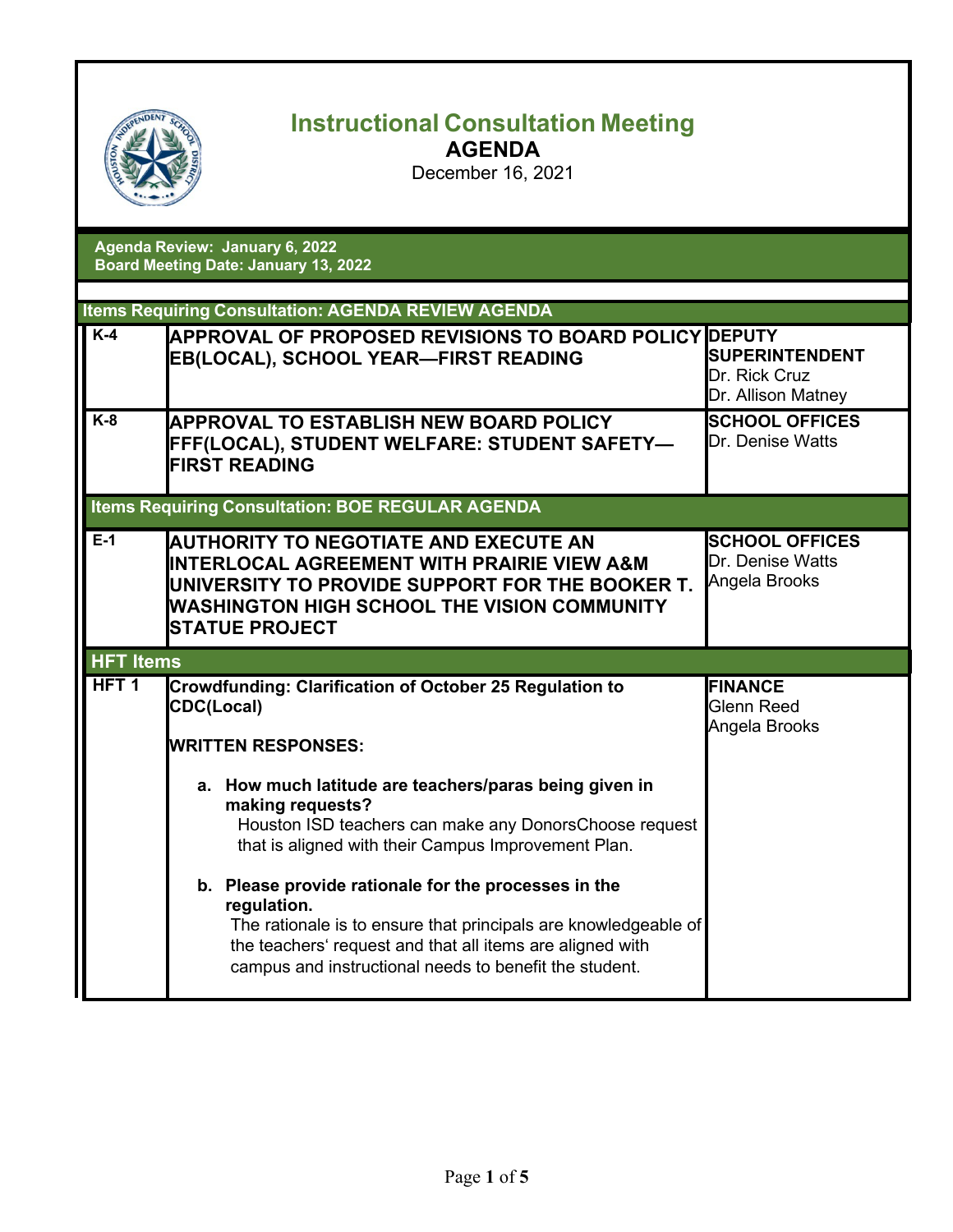# Instructional Consultation Meeting

## AGENDA

December 16, 2021

**Agenda Review: January 6, 2022**
**Board Meeting Date: January 13, 2022**

| | | |
|---|---|---|
| **Items Requiring Consultation: AGENDA REVIEW AGENDA** | | |
| **K-4** | **APPROVAL OF PROPOSED REVISIONS TO BOARD POLICY EB(LOCAL), SCHOOL YEAR—FIRST READING** | **DEPUTY SUPERINTENDENT**<br>Dr. Rick Cruz<br>Dr. Allison Matney |
| **K-8** | **APPROVAL TO ESTABLISH NEW BOARD POLICY FFF(LOCAL), STUDENT WELFARE: STUDENT SAFETY—FIRST READING** | **SCHOOL OFFICES**<br>Dr. Denise Watts |
| **Items Requiring Consultation: BOE REGULAR AGENDA** | | |
| **E-1** | **AUTHORITY TO NEGOTIATE AND EXECUTE AN INTERLOCAL AGREEMENT WITH PRAIRIE VIEW A&M UNIVERSITY TO PROVIDE SUPPORT FOR THE BOOKER T. WASHINGTON HIGH SCHOOL THE VISION COMMUNITY STATUE PROJECT** | **SCHOOL OFFICES**<br>Dr. Denise Watts<br>Angela Brooks |
| **HFT Items** | | |
| **HFT 1** | **Crowdfunding: Clarification of October 25 Regulation to CDC(Local)**<br><br>**WRITTEN RESPONSES:**<br><br>**a. How much latitude are teachers/paras being given in making requests?**<br>Houston ISD teachers can make any DonorsChoose request that is aligned with their Campus Improvement Plan.<br><br>**b. Please provide rationale for the processes in the regulation.**<br>The rationale is to ensure that principals are knowledgeable of the teachers' request and that all items are aligned with campus and instructional needs to benefit the student. | **FINANCE**<br>Glenn Reed<br>Angela Brooks |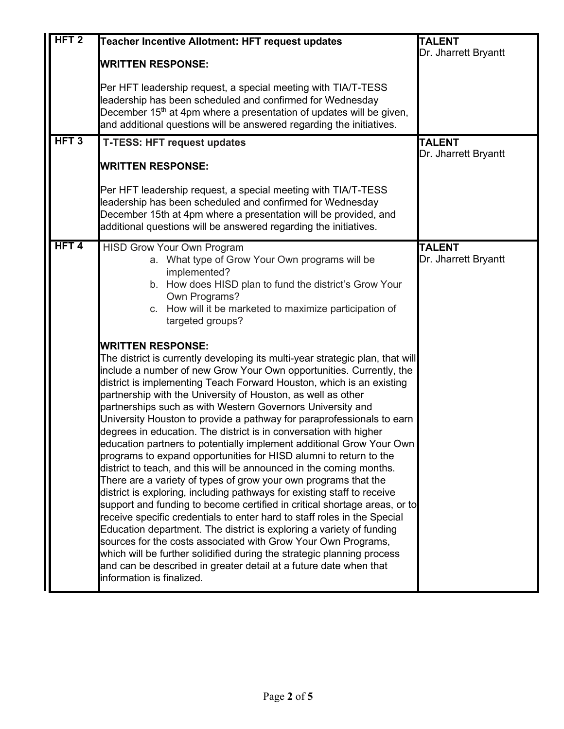| | | |
|---|---|---|
| **HFT 2** | **Teacher Incentive Allotment: HFT request updates**<br><br>**WRITTEN RESPONSE:**<br><br>Per HFT leadership request, a special meeting with TIA/T-TESS leadership has been scheduled and confirmed for Wednesday December 15th at 4pm where a presentation of updates will be given, and additional questions will be answered regarding the initiatives. | **TALENT**<br>Dr. Jharrett Bryantt |
| **HFT 3** | **T-TESS: HFT request updates**<br><br>**WRITTEN RESPONSE:**<br><br>Per HFT leadership request, a special meeting with TIA/T-TESS leadership has been scheduled and confirmed for Wednesday December 15th at 4pm where a presentation will be provided, and additional questions will be answered regarding the initiatives. | **TALENT**<br>Dr. Jharrett Bryantt |
| **HFT 4** | HISD Grow Your Own Program<br>a. What type of Grow Your Own programs will be implemented?<br>b. How does HISD plan to fund the district's Grow Your Own Programs?<br>c. How will it be marketed to maximize participation of targeted groups?<br><br>**WRITTEN RESPONSE:**<br>The district is currently developing its multi-year strategic plan, that will include a number of new Grow Your Own opportunities. Currently, the district is implementing Teach Forward Houston, which is an existing partnership with the University of Houston, as well as other partnerships such as with Western Governors University and University Houston to provide a pathway for paraprofessionals to earn degrees in education. The district is in conversation with higher education partners to potentially implement additional Grow Your Own programs to expand opportunities for HISD alumni to return to the district to teach, and this will be announced in the coming months. There are a variety of types of grow your own programs that the district is exploring, including pathways for existing staff to receive support and funding to become certified in critical shortage areas, or to receive specific credentials to enter hard to staff roles in the Special Education department. The district is exploring a variety of funding sources for the costs associated with Grow Your Own Programs, which will be further solidified during the strategic planning process and can be described in greater detail at a future date when that information is finalized. | **TALENT**<br>Dr. Jharrett Bryantt |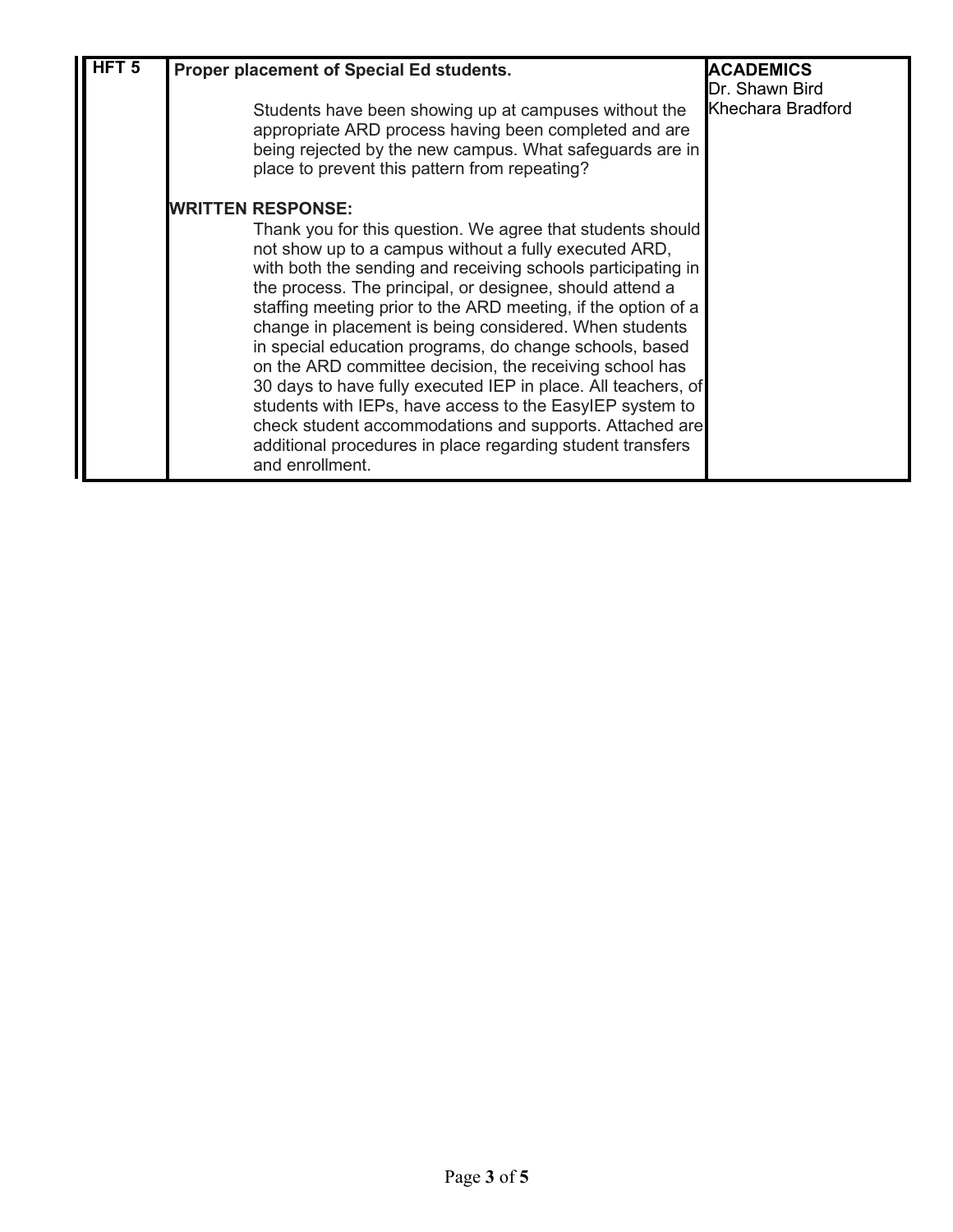| HFT 5 | **Proper placement of Special Ed students.**<br><br>Students have been showing up at campuses without the appropriate ARD process having been completed and are being rejected by the new campus. What safeguards are in place to prevent this pattern from repeating?<br><br>**WRITTEN RESPONSE:**<br>Thank you for this question. We agree that students should not show up to a campus without a fully executed ARD, with both the sending and receiving schools participating in the process. The principal, or designee, should attend a staffing meeting prior to the ARD meeting, if the option of a change in placement is being considered. When students in special education programs, do change schools, based on the ARD committee decision, the receiving school has 30 days to have fully executed IEP in place. All teachers, of students with IEPs, have access to the EasyIEP system to check student accommodations and supports. Attached are additional procedures in place regarding student transfers and enrollment. | **ACADEMICS**<br>Dr. Shawn Bird<br>Khechara Bradford |
|---|---|---|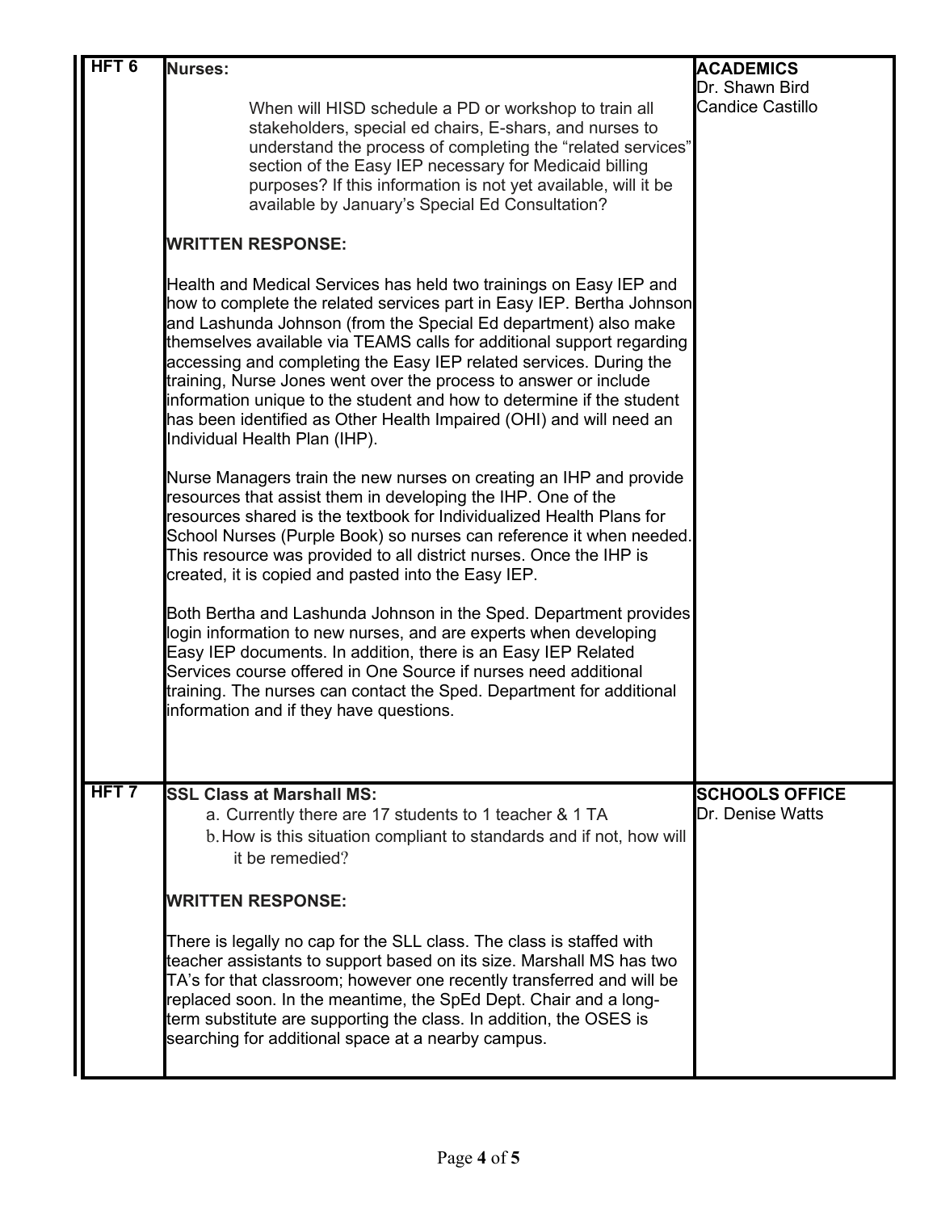| | | |
|---|---|---|
| **HFT 6** | **Nurses:**<br><br>When will HISD schedule a PD or workshop to train all stakeholders, special ed chairs, E-shars, and nurses to understand the process of completing the "related services" section of the Easy IEP necessary for Medicaid billing purposes? If this information is not yet available, will it be available by January's Special Ed Consultation?<br><br>**WRITTEN RESPONSE:**<br><br>Health and Medical Services has held two trainings on Easy IEP and how to complete the related services part in Easy IEP. Bertha Johnson and Lashunda Johnson (from the Special Ed department) also make themselves available via TEAMS calls for additional support regarding accessing and completing the Easy IEP related services. During the training, Nurse Jones went over the process to answer or include information unique to the student and how to determine if the student has been identified as Other Health Impaired (OHI) and will need an Individual Health Plan (IHP).<br><br>Nurse Managers train the new nurses on creating an IHP and provide resources that assist them in developing the IHP. One of the resources shared is the textbook for Individualized Health Plans for School Nurses (Purple Book) so nurses can reference it when needed. This resource was provided to all district nurses. Once the IHP is created, it is copied and pasted into the Easy IEP.<br><br>Both Bertha and Lashunda Johnson in the Sped. Department provides login information to new nurses, and are experts when developing Easy IEP documents. In addition, there is an Easy IEP Related Services course offered in One Source if nurses need additional training. The nurses can contact the Sped. Department for additional information and if they have questions. | **ACADEMICS**<br>Dr. Shawn Bird<br>Candice Castillo |
| **HFT 7** | **SSL Class at Marshall MS:**<br>a. Currently there are 17 students to 1 teacher & 1 TA<br>b. How is this situation compliant to standards and if not, how will it be remedied?<br><br>**WRITTEN RESPONSE:**<br><br>There is legally no cap for the SLL class. The class is staffed with teacher assistants to support based on its size. Marshall MS has two TA's for that classroom; however one recently transferred and will be replaced soon. In the meantime, the SpEd Dept. Chair and a long-term substitute are supporting the class. In addition, the OSES is searching for additional space at a nearby campus. | **SCHOOLS OFFICE**<br>Dr. Denise Watts |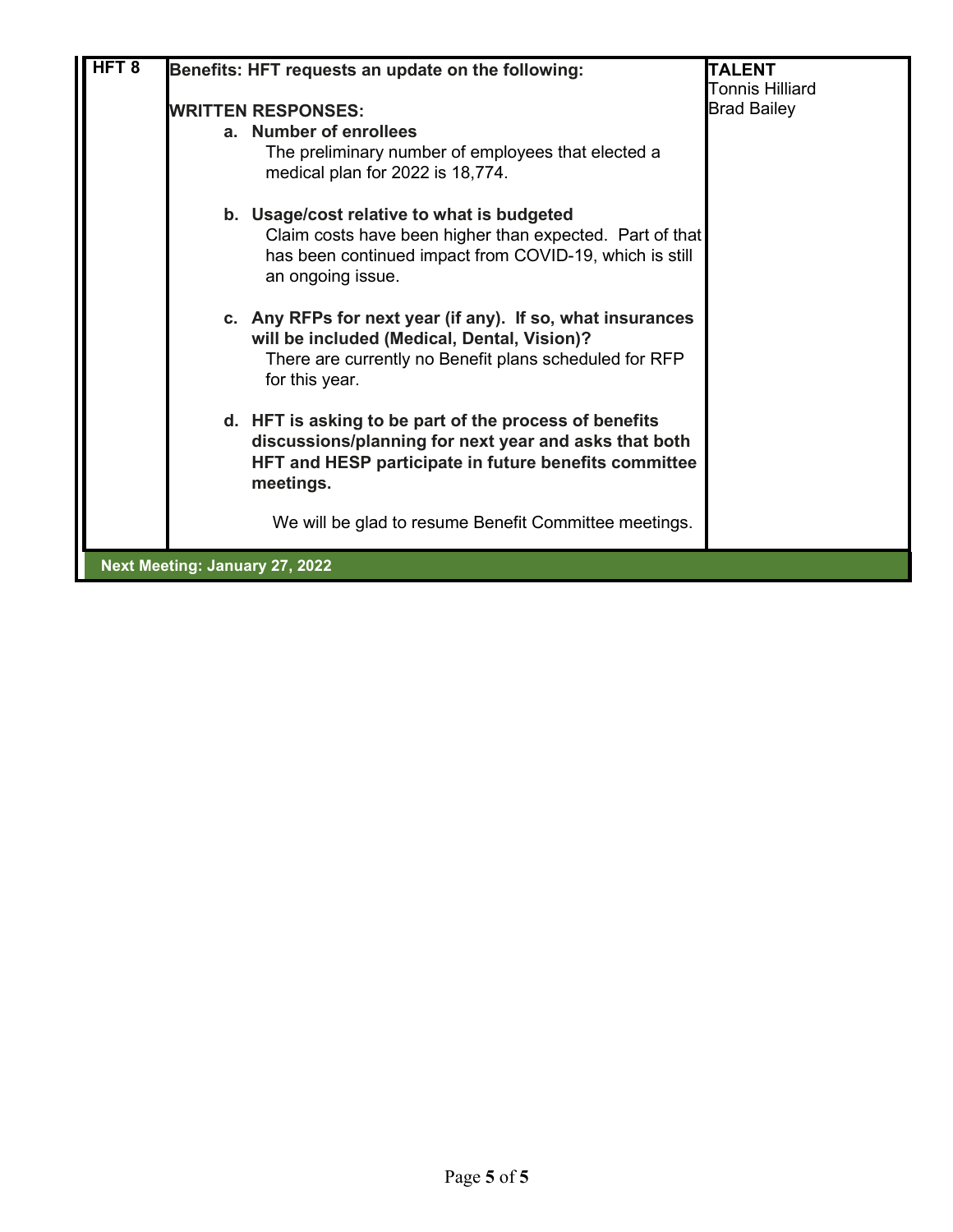| | | |
|---|---|---|
| **HFT 8** | **Benefits: HFT requests an update on the following:**<br><br>**WRITTEN RESPONSES:**<br>**a. Number of enrollees**<br>The preliminary number of employees that elected a medical plan for 2022 is 18,774.<br><br>**b. Usage/cost relative to what is budgeted**<br>Claim costs have been higher than expected. Part of that has been continued impact from COVID-19, which is still an ongoing issue.<br><br>**c. Any RFPs for next year (if any). If so, what insurances will be included (Medical, Dental, Vision)?**<br>There are currently no Benefit plans scheduled for RFP for this year.<br><br>**d. HFT is asking to be part of the process of benefits discussions/planning for next year and asks that both HFT and HESP participate in future benefits committee meetings.**<br><br>We will be glad to resume Benefit Committee meetings. | **TALENT**<br>Tonnis Hilliard<br>Brad Bailey |

**Next Meeting: January 27, 2022**